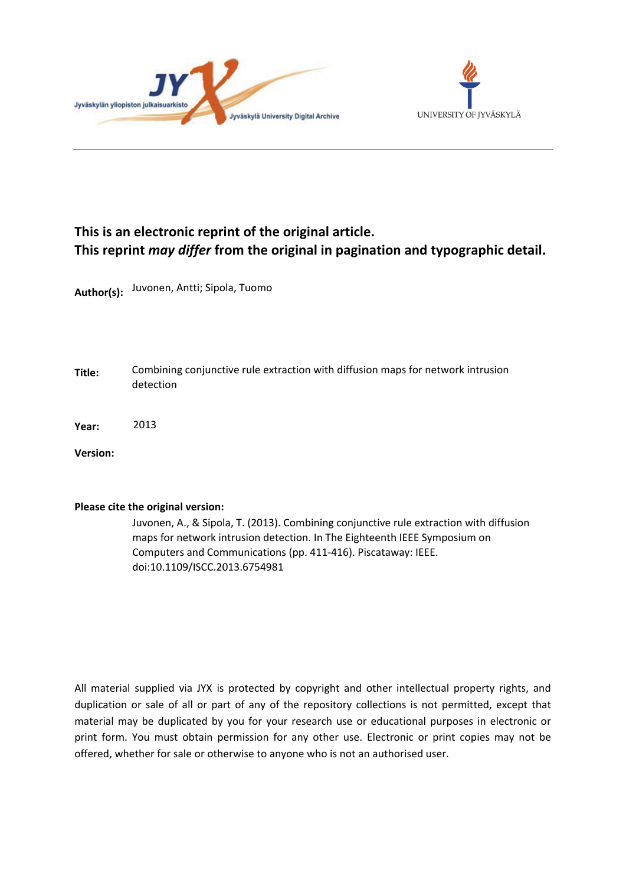This is an electronic reprint of the original article.
This reprint *may differ* from the original in pagination and typographic detail.

**Author(s):** Juvonen, Antti; Sipola, Tuomo

**Title:** Combining conjunctive rule extraction with diffusion maps for network intrusion detection

**Year:** 2013

**Version:**

**Please cite the original version:**

Juvonen, A., & Sipola, T. (2013). Combining conjunctive rule extraction with diffusion maps for network intrusion detection. In The Eighteenth IEEE Symposium on Computers and Communications (pp. 411-416). Piscataway: IEEE. doi:10.1109/ISCC.2013.6754981

All material supplied via JYX is protected by copyright and other intellectual property rights, and duplication or sale of all or part of any of the repository collections is not permitted, except that material may be duplicated by you for your research use or educational purposes in electronic or print form. You must obtain permission for any other use. Electronic or print copies may not be offered, whether for sale or otherwise to anyone who is not an authorised user.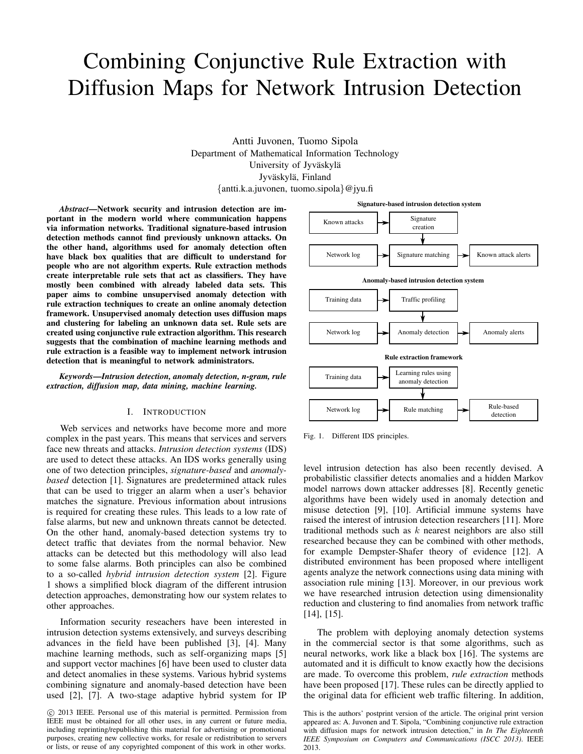# Combining Conjunctive Rule Extraction with Diffusion Maps for Network Intrusion Detection

Antti Juvonen, Tuomo Sipola
Department of Mathematical Information Technology
University of Jyväskylä
Jyväskylä, Finland
{antti.k.a.juvonen, tuomo.sipola}@jyu.fi

***Abstract*—Network security and intrusion detection are important in the modern world where communication happens via information networks. Traditional signature-based intrusion detection methods cannot find previously unknown attacks. On the other hand, algorithms used for anomaly detection often have black box qualities that are difficult to understand for people who are not algorithm experts. Rule extraction methods create interpretable rule sets that act as classifiers. They have mostly been combined with already labeled data sets. This paper aims to combine unsupervised anomaly detection with rule extraction techniques to create an online anomaly detection framework. Unsupervised anomaly detection uses diffusion maps and clustering for labeling an unknown data set. Rule sets are created using conjunctive rule extraction algorithm. This research suggests that the combination of machine learning methods and rule extraction is a feasible way to implement network intrusion detection that is meaningful to network administrators.**

***Keywords*—*Intrusion detection, anomaly detection, n-gram, rule extraction, diffusion map, data mining, machine learning.***

## I. Introduction

Web services and networks have become more and more complex in the past years. This means that services and servers face new threats and attacks. *Intrusion detection systems* (IDS) are used to detect these attacks. An IDS works generally using one of two detection principles, *signature-based* and *anomaly-based* detection [1]. Signatures are predetermined attack rules that can be used to trigger an alarm when a user's behavior matches the signature. Previous information about intrusions is required for creating these rules. This leads to a low rate of false alarms, but new and unknown threats cannot be detected. On the other hand, anomaly-based detection systems try to detect traffic that deviates from the normal behavior. New attacks can be detected but this methodology will also lead to some false alarms. Both principles can also be combined to a so-called *hybrid intrusion detection system* [2]. Figure 1 shows a simplified block diagram of the different intrusion detection approaches, demonstrating how our system relates to other approaches.

Information security reseachers have been interested in intrusion detection systems extensively, and surveys describing advances in the field have been published [3], [4]. Many machine learning methods, such as self-organizing maps [5] and support vector machines [6] have been used to cluster data and detect anomalies in these systems. Various hybrid systems combining signature and anomaly-based detection have been used [2], [7]. A two-stage adaptive hybrid system for IP level intrusion detection has also been recently devised. A probabilistic classifier detects anomalies and a hidden Markov model narrows down attacker addresses [8]. Recently genetic algorithms have been widely used in anomaly detection and misuse detection [9], [10]. Artificial immune systems have raised the interest of intrusion detection researchers [11]. More traditional methods such as $k$ nearest neighbors are also still researched because they can be combined with other methods, for example Dempster-Shafer theory of evidence [12]. A distributed environment has been proposed where intelligent agents analyze the network connections using data mining with association rule mining [13]. Moreover, in our previous work we have researched intrusion detection using dimensionality reduction and clustering to find anomalies from network traffic [14], [15].

Signature-based intrusion detection system

Known attacks → Signature creation

Network log → Signature matching → Known attack alerts

Anomaly-based intrusion detection system

Training data → Traffic profiling

Network log → Anomaly detection → Anomaly alerts

Rule extraction framework

Training data → Learning rules using anomaly detection

Network log → Rule matching → Rule-based detection

Fig. 1. Different IDS principles.

The problem with deploying anomaly detection systems in the commercial sector is that some algorithms, such as neural networks, work like a black box [16]. The systems are automated and it is difficult to know exactly how the decisions are made. To overcome this problem, *rule extraction* methods have been proposed [17]. These rules can be directly applied to the original data for efficient web traffic filtering. In addition,

© 2013 IEEE. Personal use of this material is permitted. Permission from IEEE must be obtained for all other uses, in any current or future media, including reprinting/republishing this material for advertising or promotional purposes, creating new collective works, for resale or redistribution to servers or lists, or reuse of any copyrighted component of this work in other works.

This is the authors' postprint version of the article. The original print version appeared as: A. Juvonen and T. Sipola, "Combining conjunctive rule extraction with diffusion maps for network intrusion detection," in *In The Eighteenth IEEE Symposium on Computers and Communications (ISCC 2013)*. IEEE 2013.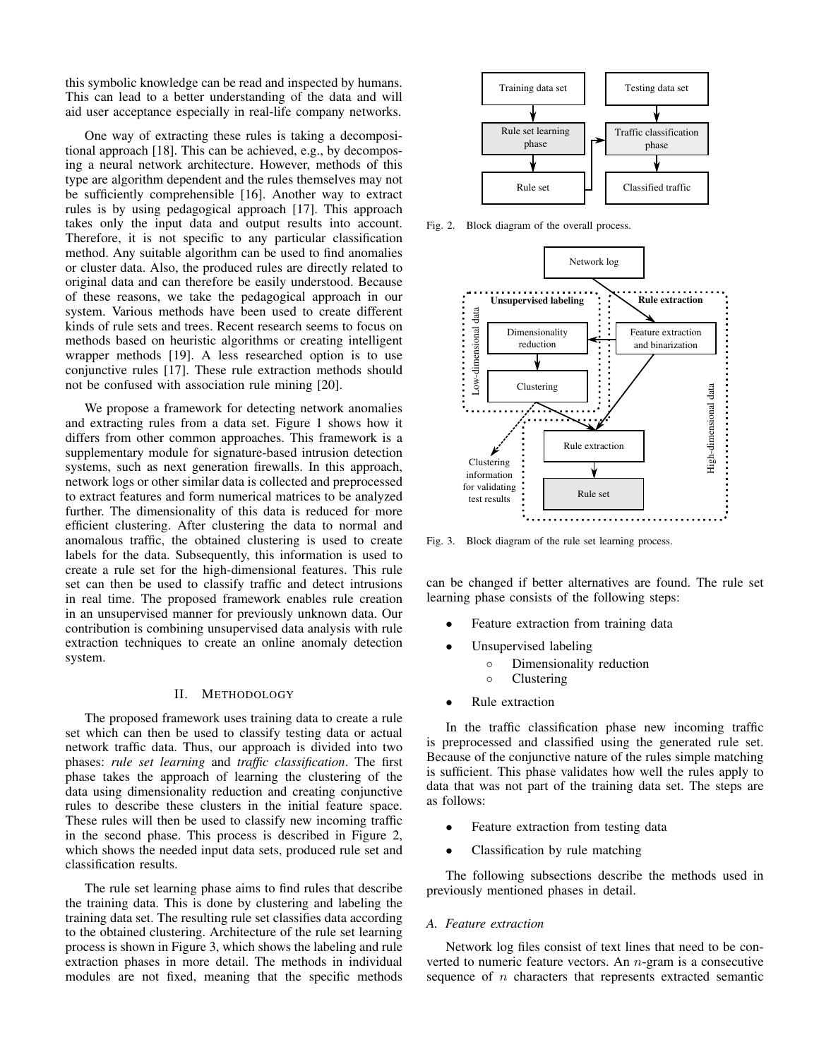this symbolic knowledge can be read and inspected by humans. This can lead to a better understanding of the data and will aid user acceptance especially in real-life company networks.

One way of extracting these rules is taking a decompositional approach [18]. This can be achieved, e.g., by decomposing a neural network architecture. However, methods of this type are algorithm dependent and the rules themselves may not be sufficiently comprehensible [16]. Another way to extract rules is by using pedagogical approach [17]. This approach takes only the input data and output results into account. Therefore, it is not specific to any particular classification method. Any suitable algorithm can be used to find anomalies or cluster data. Also, the produced rules are directly related to original data and can therefore be easily understood. Because of these reasons, we take the pedagogical approach in our system. Various methods have been used to create different kinds of rule sets and trees. Recent research seems to focus on methods based on heuristic algorithms or creating intelligent wrapper methods [19]. A less researched option is to use conjunctive rules [17]. These rule extraction methods should not be confused with association rule mining [20].

We propose a framework for detecting network anomalies and extracting rules from a data set. Figure 1 shows how it differs from other common approaches. This framework is a supplementary module for signature-based intrusion detection systems, such as next generation firewalls. In this approach, network logs or other similar data is collected and preprocessed to extract features and form numerical matrices to be analyzed further. The dimensionality of this data is reduced for more efficient clustering. After clustering the data to normal and anomalous traffic, the obtained clustering is used to create labels for the data. Subsequently, this information is used to create a rule set for the high-dimensional features. This rule set can then be used to classify traffic and detect intrusions in real time. The proposed framework enables rule creation in an unsupervised manner for previously unknown data. Our contribution is combining unsupervised data analysis with rule extraction techniques to create an online anomaly detection system.

## II. Methodology

The proposed framework uses training data to create a rule set which can then be used to classify testing data or actual network traffic data. Thus, our approach is divided into two phases: *rule set learning* and *traffic classification*. The first phase takes the approach of learning the clustering of the data using dimensionality reduction and creating conjunctive rules to describe these clusters in the initial feature space. These rules will then be used to classify new incoming traffic in the second phase. This process is described in Figure 2, which shows the needed input data sets, produced rule set and classification results.

The rule set learning phase aims to find rules that describe the training data. This is done by clustering and labeling the training data set. The resulting rule set classifies data according to the obtained clustering. Architecture of the rule set learning process is shown in Figure 3, which shows the labeling and rule extraction phases in more detail. The methods in individual modules are not fixed, meaning that the specific methods can be changed if better alternatives are found. The rule set learning phase consists of the following steps:

Training data set
Testing data set
Rule set learning phase
Traffic classification phase
Rule set
Classified traffic

Fig. 2. Block diagram of the overall process.

Network log
Unsupervised labeling
Rule extraction
Low-dimensional data
Dimensionality reduction
Feature extraction and binarization
Clustering
High-dimensional data
Rule extraction
Clustering information for validating test results
Rule set

Fig. 3. Block diagram of the rule set learning process.

- Feature extraction from training data
- Unsupervised labeling
  - Dimensionality reduction
  - Clustering
- Rule extraction

In the traffic classification phase new incoming traffic is preprocessed and classified using the generated rule set. Because of the conjunctive nature of the rules simple matching is sufficient. This phase validates how well the rules apply to data that was not part of the training data set. The steps are as follows:

- Feature extraction from testing data
- Classification by rule matching

The following subsections describe the methods used in previously mentioned phases in detail.

### A. Feature extraction

Network log files consist of text lines that need to be converted to numeric feature vectors. An $n$-gram is a consecutive sequence of $n$ characters that represents extracted semantic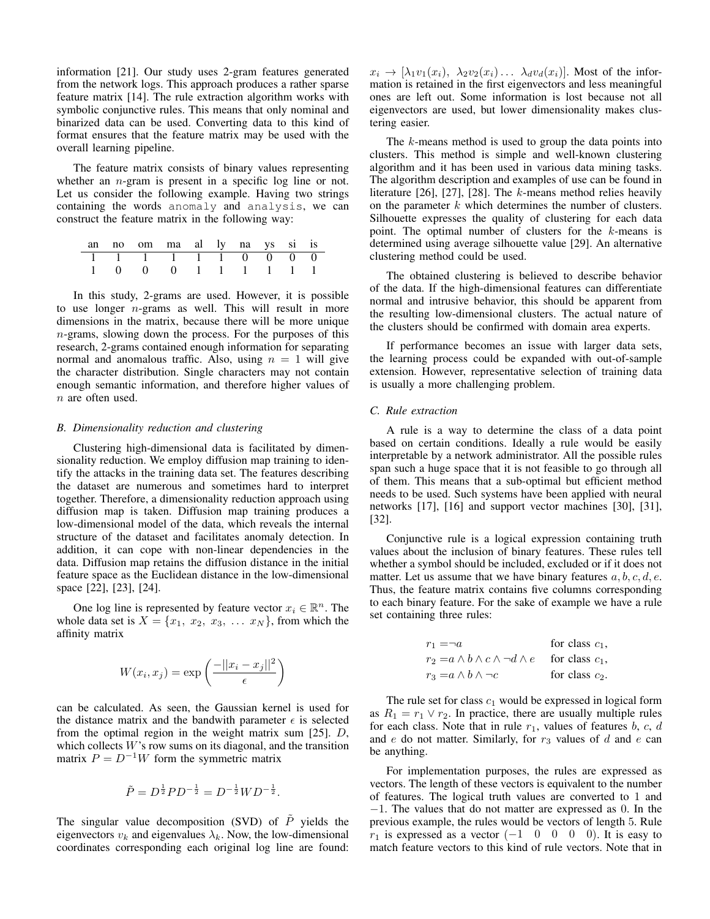information [21]. Our study uses 2-gram features generated from the network logs. This approach produces a rather sparse feature matrix [14]. The rule extraction algorithm works with symbolic conjunctive rules. This means that only nominal and binarized data can be used. Converting data to this kind of format ensures that the feature matrix may be used with the overall learning pipeline.

The feature matrix consists of binary values representing whether an $n$-gram is present in a specific log line or not. Let us consider the following example. Having two strings containing the words `anomaly` and `analysis`, we can construct the feature matrix in the following way:

| an | no | om | ma | al | ly | na | ys | si | is |
|---|---|---|---|---|---|---|---|---|---|
| 1 | 1 | 1 | 1 | 1 | 1 | 0 | 0 | 0 | 0 |
| 1 | 0 | 0 | 0 | 1 | 1 | 1 | 1 | 1 | 1 |

In this study, 2-grams are used. However, it is possible to use longer $n$-grams as well. This will result in more dimensions in the matrix, because there will be more unique $n$-grams, slowing down the process. For the purposes of this research, 2-grams contained enough information for separating normal and anomalous traffic. Also, using $n = 1$ will give the character distribution. Single characters may not contain enough semantic information, and therefore higher values of $n$ are often used.

### B. Dimensionality reduction and clustering

Clustering high-dimensional data is facilitated by dimensionality reduction. We employ diffusion map training to identify the attacks in the training data set. The features describing the dataset are numerous and sometimes hard to interpret together. Therefore, a dimensionality reduction approach using diffusion map is taken. Diffusion map training produces a low-dimensional model of the data, which reveals the internal structure of the dataset and facilitates anomaly detection. In addition, it can cope with non-linear dependencies in the data. Diffusion map retains the diffusion distance in the initial feature space as the Euclidean distance in the low-dimensional space [22], [23], [24].

One log line is represented by feature vector $x_i \in \mathbb{R}^n$. The whole data set is $X = \{x_1,\ x_2,\ x_3,\ \ldots\ x_N\}$, from which the affinity matrix

$$W(x_i, x_j) = \exp\left(\frac{-||x_i - x_j||^2}{\epsilon}\right)$$

can be calculated. As seen, the Gaussian kernel is used for the distance matrix and the bandwith parameter $\epsilon$ is selected from the optimal region in the weight matrix sum [25]. $D$, which collects $W$'s row sums on its diagonal, and the transition matrix $P = D^{-1}W$ form the symmetric matrix

$$\tilde{P} = D^{\frac{1}{2}} P D^{-\frac{1}{2}} = D^{-\frac{1}{2}} W D^{-\frac{1}{2}}.$$

The singular value decomposition (SVD) of $\tilde{P}$ yields the eigenvectors $v_k$ and eigenvalues $\lambda_k$. Now, the low-dimensional coordinates corresponding each original log line are found: $x_i \rightarrow [\lambda_1 v_1(x_i),\ \lambda_2 v_2(x_i) \ldots\ \lambda_d v_d(x_i)]$. Most of the information is retained in the first eigenvectors and less meaningful ones are left out. Some information is lost because not all eigenvectors are used, but lower dimensionality makes clustering easier.

The $k$-means method is used to group the data points into clusters. This method is simple and well-known clustering algorithm and it has been used in various data mining tasks. The algorithm description and examples of use can be found in literature [26], [27], [28]. The $k$-means method relies heavily on the parameter $k$ which determines the number of clusters. Silhouette expresses the quality of clustering for each data point. The optimal number of clusters for the $k$-means is determined using average silhouette value [29]. An alternative clustering method could be used.

The obtained clustering is believed to describe behavior of the data. If the high-dimensional features can differentiate normal and intrusive behavior, this should be apparent from the resulting low-dimensional clusters. The actual nature of the clusters should be confirmed with domain area experts.

If performance becomes an issue with larger data sets, the learning process could be expanded with out-of-sample extension. However, representative selection of training data is usually a more challenging problem.

### C. Rule extraction

A rule is a way to determine the class of a data point based on certain conditions. Ideally a rule would be easily interpretable by a network administrator. All the possible rules span such a huge space that it is not feasible to go through all of them. This means that a sub-optimal but efficient method needs to be used. Such systems have been applied with neural networks [17], [16] and support vector machines [30], [31], [32].

Conjunctive rule is a logical expression containing truth values about the inclusion of binary features. These rules tell whether a symbol should be included, excluded or if it does not matter. Let us assume that we have binary features $a, b, c, d, e$. Thus, the feature matrix contains five columns corresponding to each binary feature. For the sake of example we have a rule set containing three rules:

$$\begin{aligned} r_1 &= \neg a && \text{for class } c_1, \\ r_2 &= a \wedge b \wedge c \wedge \neg d \wedge e && \text{for class } c_1, \\ r_3 &= a \wedge b \wedge \neg c && \text{for class } c_2. \end{aligned}$$

The rule set for class $c_1$ would be expressed in logical form as $R_1 = r_1 \vee r_2$. In practice, there are usually multiple rules for each class. Note that in rule $r_1$, values of features $b$, $c$, $d$ and $e$ do not matter. Similarly, for $r_3$ values of $d$ and $e$ can be anything.

For implementation purposes, the rules are expressed as vectors. The length of these vectors is equivalent to the number of features. The logical truth values are converted to 1 and $-1$. The values that do not matter are expressed as 0. In the previous example, the rules would be vectors of length 5. Rule $r_1$ is expressed as a vector $(-1\quad 0\quad 0\quad 0\quad 0)$. It is easy to match feature vectors to this kind of rule vectors. Note that in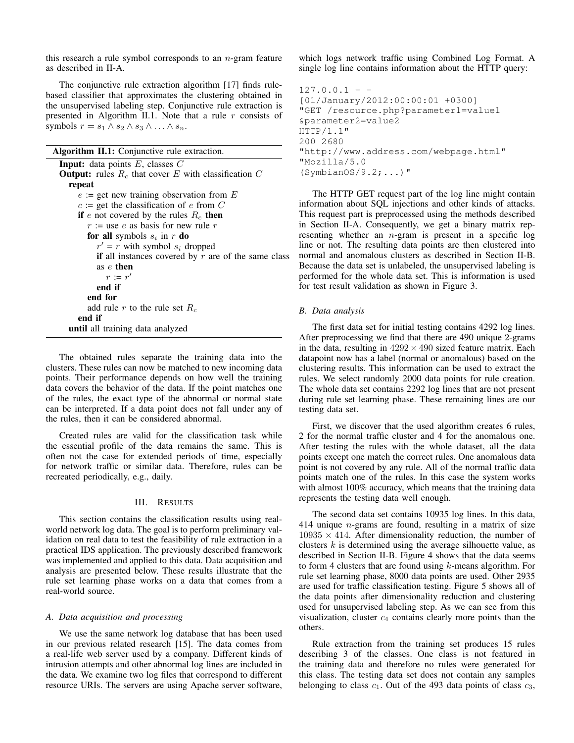this research a rule symbol corresponds to an $n$-gram feature as described in II-A.

The conjunctive rule extraction algorithm [17] finds rule-based classifier that approximates the clustering obtained in the unsupervised labeling step. Conjunctive rule extraction is presented in Algorithm II.1. Note that a rule $r$ consists of symbols $r = s_1 \wedge s_2 \wedge s_3 \wedge \ldots \wedge s_n$.

**Algorithm II.1:** Conjunctive rule extraction.

```
Input: data points E, classes C
Output: rules R_c that cover E with classification C
  repeat
    e := get new training observation from E
    c := get the classification of e from C
    if e not covered by the rules R_c then
      r := use e as basis for new rule r
      for all symbols s_i in r do
        r' = r with symbol s_i dropped
        if all instances covered by r are of the same class
        as e then
          r := r'
        end if
      end for
      add rule r to the rule set R_c
    end if
  until all training data analyzed
```

The obtained rules separate the training data into the clusters. These rules can now be matched to new incoming data points. Their performance depends on how well the training data covers the behavior of the data. If the point matches one of the rules, the exact type of the abnormal or normal state can be interpreted. If a data point does not fall under any of the rules, then it can be considered abnormal.

Created rules are valid for the classification task while the essential profile of the data remains the same. This is often not the case for extended periods of time, especially for network traffic or similar data. Therefore, rules can be recreated periodically, e.g., daily.

## III. Results

This section contains the classification results using real-world network log data. The goal is to perform preliminary validation on real data to test the feasibility of rule extraction in a practical IDS application. The previously described framework was implemented and applied to this data. Data acquisition and analysis are presented below. These results illustrate that the rule set learning phase works on a data that comes from a real-world source.

### *A. Data acquisition and processing*

We use the same network log database that has been used in our previous related research [15]. The data comes from a real-life web server used by a company. Different kinds of intrusion attempts and other abnormal log lines are included in the data. We examine two log files that correspond to different resource URIs. The servers are using Apache server software, which logs network traffic using Combined Log Format. A single log line contains information about the HTTP query:

```
127.0.0.1 - -
[01/January/2012:00:00:01 +0300]
"GET /resource.php?parameter1=value1
&parameter2=value2
HTTP/1.1"
200 2680
"http://www.address.com/webpage.html"
"Mozilla/5.0
(SymbianOS/9.2;...)"
```

The HTTP GET request part of the log line might contain information about SQL injections and other kinds of attacks. This request part is preprocessed using the methods described in Section II-A. Consequently, we get a binary matrix representing whether an $n$-gram is present in a specific log line or not. The resulting data points are then clustered into normal and anomalous clusters as described in Section II-B. Because the data set is unlabeled, the unsupervised labeling is performed for the whole data set. This is information is used for test result validation as shown in Figure 3.

### *B. Data analysis*

The first data set for initial testing contains 4292 log lines. After preprocessing we find that there are 490 unique 2-grams in the data, resulting in $4292 \times 490$ sized feature matrix. Each datapoint now has a label (normal or anomalous) based on the clustering results. This information can be used to extract the rules. We select randomly 2000 data points for rule creation. The whole data set contains 2292 log lines that are not present during rule set learning phase. These remaining lines are our testing data set.

First, we discover that the used algorithm creates 6 rules, 2 for the normal traffic cluster and 4 for the anomalous one. After testing the rules with the whole dataset, all the data points except one match the correct rules. One anomalous data point is not covered by any rule. All of the normal traffic data points match one of the rules. In this case the system works with almost 100% accuracy, which means that the training data represents the testing data well enough.

The second data set contains 10935 log lines. In this data, 414 unique $n$-grams are found, resulting in a matrix of size $10935 \times 414$. After dimensionality reduction, the number of clusters $k$ is determined using the average silhouette value, as described in Section II-B. Figure 4 shows that the data seems to form 4 clusters that are found using $k$-means algorithm. For rule set learning phase, 8000 data points are used. Other 2935 are used for traffic classification testing. Figure 5 shows all of the data points after dimensionality reduction and clustering used for unsupervised labeling step. As we can see from this visualization, cluster $c_4$ contains clearly more points than the others.

Rule extraction from the training set produces 15 rules describing 3 of the classes. One class is not featured in the training data and therefore no rules were generated for this class. The testing data set does not contain any samples belonging to class $c_1$. Out of the 493 data points of class $c_3$,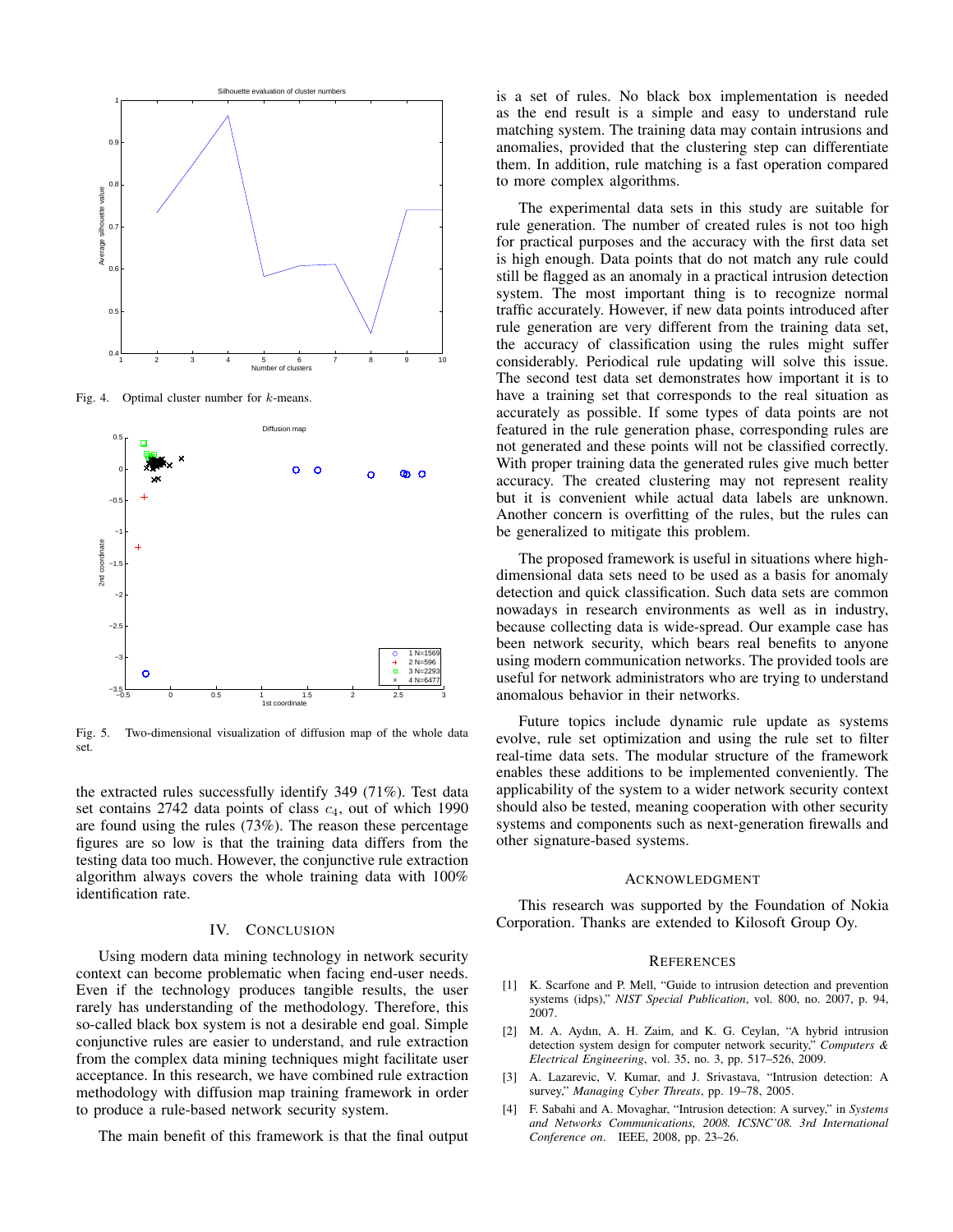Fig. 4. Optimal cluster number for $k$-means.

Fig. 5. Two-dimensional visualization of diffusion map of the whole data set.

the extracted rules successfully identify 349 (71%). Test data set contains 2742 data points of class $c_4$, out of which 1990 are found using the rules (73%). The reason these percentage figures are so low is that the training data differs from the testing data too much. However, the conjunctive rule extraction algorithm always covers the whole training data with 100% identification rate.

## IV. Conclusion

Using modern data mining technology in network security context can become problematic when facing end-user needs. Even if the technology produces tangible results, the user rarely has understanding of the methodology. Therefore, this so-called black box system is not a desirable end goal. Simple conjunctive rules are easier to understand, and rule extraction from the complex data mining techniques might facilitate user acceptance. In this research, we have combined rule extraction methodology with diffusion map training framework in order to produce a rule-based network security system.

The main benefit of this framework is that the final output is a set of rules. No black box implementation is needed as the end result is a simple and easy to understand rule matching system. The training data may contain intrusions and anomalies, provided that the clustering step can differentiate them. In addition, rule matching is a fast operation compared to more complex algorithms.

The experimental data sets in this study are suitable for rule generation. The number of created rules is not too high for practical purposes and the accuracy with the first data set is high enough. Data points that do not match any rule could still be flagged as an anomaly in a practical intrusion detection system. The most important thing is to recognize normal traffic accurately. However, if new data points introduced after rule generation are very different from the training data set, the accuracy of classification using the rules might suffer considerably. Periodical rule updating will solve this issue. The second test data set demonstrates how important it is to have a training set that corresponds to the real situation as accurately as possible. If some types of data points are not featured in the rule generation phase, corresponding rules are not generated and these points will not be classified correctly. With proper training data the generated rules give much better accuracy. The created clustering may not represent reality but it is convenient while actual data labels are unknown. Another concern is overfitting of the rules, but the rules can be generalized to mitigate this problem.

The proposed framework is useful in situations where high-dimensional data sets need to be used as a basis for anomaly detection and quick classification. Such data sets are common nowadays in research environments as well as in industry, because collecting data is wide-spread. Our example case has been network security, which bears real benefits to anyone using modern communication networks. The provided tools are useful for network administrators who are trying to understand anomalous behavior in their networks.

Future topics include dynamic rule update as systems evolve, rule set optimization and using the rule set to filter real-time data sets. The modular structure of the framework enables these additions to be implemented conveniently. The applicability of the system to a wider network security context should also be tested, meaning cooperation with other security systems and components such as next-generation firewalls and other signature-based systems.

## Acknowledgment

This research was supported by the Foundation of Nokia Corporation. Thanks are extended to Kilosoft Group Oy.

## References

[1] K. Scarfone and P. Mell, "Guide to intrusion detection and prevention systems (idps)," *NIST Special Publication*, vol. 800, no. 2007, p. 94, 2007.

[2] M. A. Aydın, A. H. Zaim, and K. G. Ceylan, "A hybrid intrusion detection system design for computer network security," *Computers & Electrical Engineering*, vol. 35, no. 3, pp. 517–526, 2009.

[3] A. Lazarevic, V. Kumar, and J. Srivastava, "Intrusion detection: A survey," *Managing Cyber Threats*, pp. 19–78, 2005.

[4] F. Sabahi and A. Movaghar, "Intrusion detection: A survey," in *Systems and Networks Communications, 2008. ICSNC'08. 3rd International Conference on*. IEEE, 2008, pp. 23–26.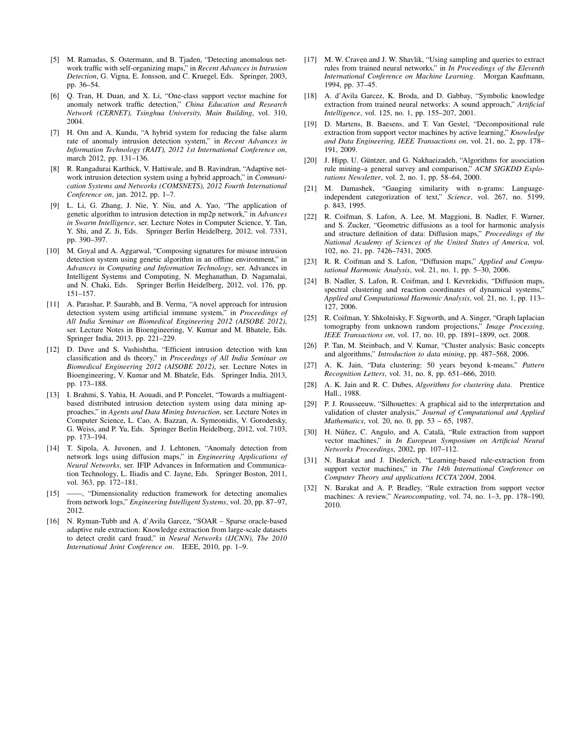[5] M. Ramadas, S. Ostermann, and B. Tjaden, "Detecting anomalous network traffic with self-organizing maps," in *Recent Advances in Intrusion Detection*, G. Vigna, E. Jonsson, and C. Kruegel, Eds. Springer, 2003, pp. 36–54.

[6] Q. Tran, H. Duan, and X. Li, "One-class support vector machine for anomaly network traffic detection," *China Education and Research Network (CERNET), Tsinghua University, Main Building*, vol. 310, 2004.

[7] H. Om and A. Kundu, "A hybrid system for reducing the false alarm rate of anomaly intrusion detection system," in *Recent Advances in Information Technology (RAIT), 2012 1st International Conference on*, march 2012, pp. 131–136.

[8] R. Rangadurai Karthick, V. Hattiwale, and B. Ravindran, "Adaptive network intrusion detection system using a hybrid approach," in *Communication Systems and Networks (COMSNETS), 2012 Fourth International Conference on*, jan. 2012, pp. 1–7.

[9] L. Li, G. Zhang, J. Nie, Y. Niu, and A. Yao, "The application of genetic algorithm to intrusion detection in mp2p network," in *Advances in Swarm Intelligence*, ser. Lecture Notes in Computer Science, Y. Tan, Y. Shi, and Z. Ji, Eds. Springer Berlin Heidelberg, 2012, vol. 7331, pp. 390–397.

[10] M. Goyal and A. Aggarwal, "Composing signatures for misuse intrusion detection system using genetic algorithm in an offline environment," in *Advances in Computing and Information Technology*, ser. Advances in Intelligent Systems and Computing, N. Meghanathan, D. Nagamalai, and N. Chaki, Eds. Springer Berlin Heidelberg, 2012, vol. 176, pp. 151–157.

[11] A. Parashar, P. Saurabh, and B. Verma, "A novel approach for intrusion detection system using artificial immune system," in *Proceedings of All India Seminar on Biomedical Engineering 2012 (AISOBE 2012)*, ser. Lecture Notes in Bioengineering, V. Kumar and M. Bhatele, Eds. Springer India, 2013, pp. 221–229.

[12] D. Dave and S. Vashishtha, "Efficient intrusion detection with knn classification and ds theory," in *Proceedings of All India Seminar on Biomedical Engineering 2012 (AISOBE 2012)*, ser. Lecture Notes in Bioengineering, V. Kumar and M. Bhatele, Eds. Springer India, 2013, pp. 173–188.

[13] I. Brahmi, S. Yahia, H. Aouadi, and P. Poncelet, "Towards a multiagent-based distributed intrusion detection system using data mining approaches," in *Agents and Data Mining Interaction*, ser. Lecture Notes in Computer Science, L. Cao, A. Bazzan, A. Symeonidis, V. Gorodetsky, G. Weiss, and P. Yu, Eds. Springer Berlin Heidelberg, 2012, vol. 7103, pp. 173–194.

[14] T. Sipola, A. Juvonen, and J. Lehtonen, "Anomaly detection from network logs using diffusion maps," in *Engineering Applications of Neural Networks*, ser. IFIP Advances in Information and Communication Technology, L. Iliadis and C. Jayne, Eds. Springer Boston, 2011, vol. 363, pp. 172–181.

[15] ——, "Dimensionality reduction framework for detecting anomalies from network logs," *Engineering Intelligent Systems*, vol. 20, pp. 87–97, 2012.

[16] N. Ryman-Tubb and A. d'Avila Garcez, "SOAR – Sparse oracle-based adaptive rule extraction: Knowledge extraction from large-scale datasets to detect credit card fraud," in *Neural Networks (IJCNN), The 2010 International Joint Conference on*. IEEE, 2010, pp. 1–9.

[17] M. W. Craven and J. W. Shavlik, "Using sampling and queries to extract rules from trained neural networks," in *In Proceedings of the Eleventh International Conference on Machine Learning*. Morgan Kaufmann, 1994, pp. 37–45.

[18] A. d'Avila Garcez, K. Broda, and D. Gabbay, "Symbolic knowledge extraction from trained neural networks: A sound approach," *Artificial Intelligence*, vol. 125, no. 1, pp. 155–207, 2001.

[19] D. Martens, B. Baesens, and T. Van Gestel, "Decompositional rule extraction from support vector machines by active learning," *Knowledge and Data Engineering, IEEE Transactions on*, vol. 21, no. 2, pp. 178–191, 2009.

[20] J. Hipp, U. Güntzer, and G. Nakhaeizadeh, "Algorithms for association rule mining–a general survey and comparison," *ACM SIGKDD Explorations Newsletter*, vol. 2, no. 1, pp. 58–64, 2000.

[21] M. Damashek, "Gauging similarity with n-grams: Language-independent categorization of text," *Science*, vol. 267, no. 5199, p. 843, 1995.

[22] R. Coifman, S. Lafon, A. Lee, M. Maggioni, B. Nadler, F. Warner, and S. Zucker, "Geometric diffusions as a tool for harmonic analysis and structure definition of data: Diffusion maps," *Proceedings of the National Academy of Sciences of the United States of America*, vol. 102, no. 21, pp. 7426–7431, 2005.

[23] R. R. Coifman and S. Lafon, "Diffusion maps," *Applied and Computational Harmonic Analysis*, vol. 21, no. 1, pp. 5–30, 2006.

[24] B. Nadler, S. Lafon, R. Coifman, and I. Kevrekidis, "Diffusion maps, spectral clustering and reaction coordinates of dynamical systems," *Applied and Computational Harmonic Analysis*, vol. 21, no. 1, pp. 113–127, 2006.

[25] R. Coifman, Y. Shkolnisky, F. Sigworth, and A. Singer, "Graph laplacian tomography from unknown random projections," *Image Processing, IEEE Transactions on*, vol. 17, no. 10, pp. 1891–1899, oct. 2008.

[26] P. Tan, M. Steinbach, and V. Kumar, "Cluster analysis: Basic concepts and algorithms," *Introduction to data mining*, pp. 487–568, 2006.

[27] A. K. Jain, "Data clustering: 50 years beyond k-means," *Pattern Recognition Letters*, vol. 31, no. 8, pp. 651–666, 2010.

[28] A. K. Jain and R. C. Dubes, *Algorithms for clustering data*. Prentice Hall., 1988.

[29] P. J. Rousseeuw, "Silhouettes: A graphical aid to the interpretation and validation of cluster analysis," *Journal of Computational and Applied Mathematics*, vol. 20, no. 0, pp. 53 – 65, 1987.

[30] H. Núñez, C. Angulo, and A. Català, "Rule extraction from support vector machines," in *In European Symposium on Artificial Neural Networks Proceedings*, 2002, pp. 107–112.

[31] N. Barakat and J. Diederich, "Learning-based rule-extraction from support vector machines," in *The 14th International Conference on Computer Theory and applications ICCTA'2004*, 2004.

[32] N. Barakat and A. P. Bradley, "Rule extraction from support vector machines: A review," *Neurocomputing*, vol. 74, no. 1–3, pp. 178–190, 2010.